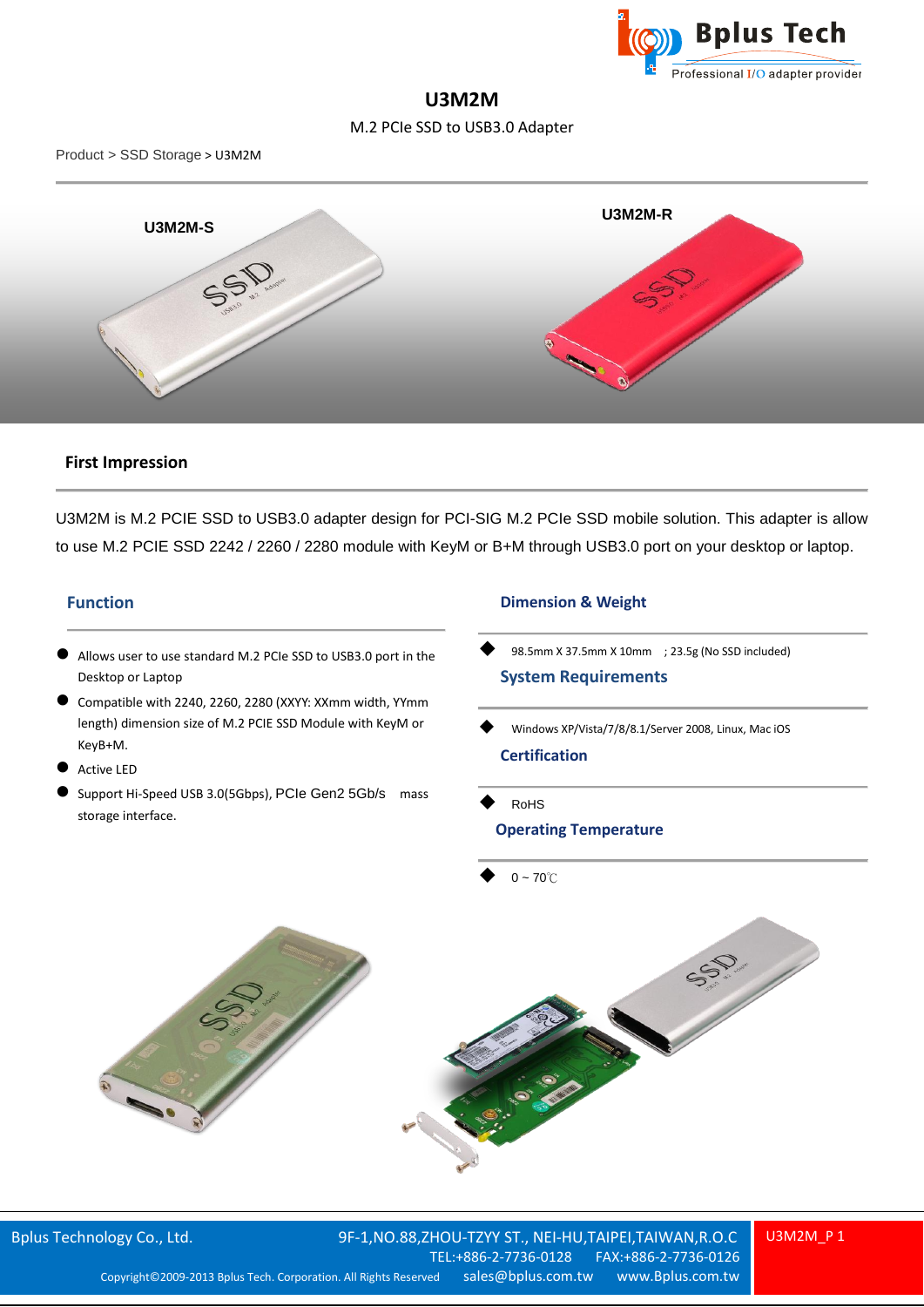# U3M2M

M.2 PCIe SSD to USB3.0 Adapter

Product > SSD Storage > U3M2M

U3M2M-S

U3M2M-R

## First Impression

U3M2M is M.2 PCIE SSD to USB3.0 adapter design for PCI-SIG M.2 PCIe SSD mobile solution. This adapter is allow to use M.2 PCIE SSD 2242 / 2260 / 2280 module with KeyM or B+M through USB3.0 port on your desktop or laptop.

## Function

- Allows user to use standard M.2 PCIe SSD to USB3.0 port in the Desktop or Laptop
- Compatible with 2240, 2260, 2280 (XXYY: XXmm width, YYmm length) dimension size of M.2 PCIE SSD Module with KeyM or KeyB+M.
- Active LED
- Support Hi-Speed USB 3.0(5Gbps), PCIe Gen2 5Gb/s mass storage interface.

## Dimension & Weight

- 98.5mm X 37.5mm X 10mm ; 23.5g (No SSD included)

## System Requirements

- Windows XP/Vista/7/8/8.1/Server 2008, Linux, Mac iOS

## Certification

- RoHS

## Operating Temperature

- 0 ~ 70℃

Bplus Technology Co., Ltd. 9F-1,NO.88,ZHOU-TZYY ST., NEI-HU,TAIPEI,TAIWAN,R.O.C
TEL:+886-2-7736-0128 FAX:+886-2-7736-0126
Copyright©2009-2013 Bplus Tech. Corporation. All Rights Reserved sales@bplus.com.tw www.Bplus.com.tw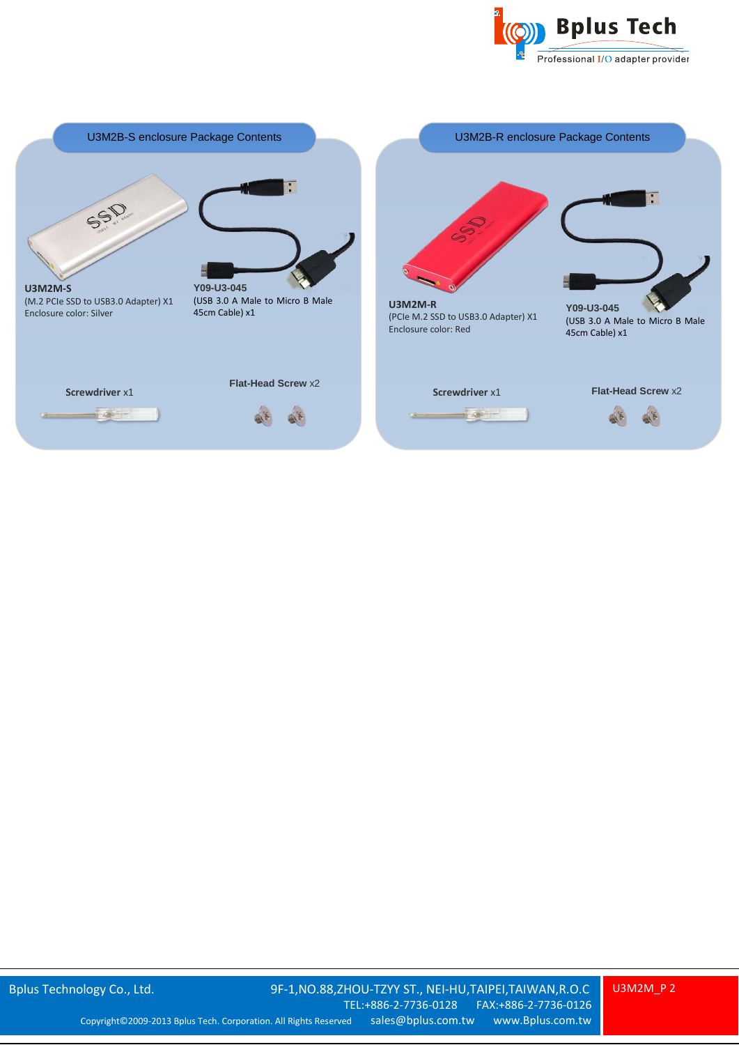## U3M2B-S enclosure Package Contents

**U3M2M-S**
(M.2 PCIe SSD to USB3.0 Adapter) X1
Enclosure color: Silver

**Y09-U3-045**
(USB 3.0 A Male to Micro B Male 45cm Cable) x1

**Screwdriver** x1

**Flat-Head Screw** x2

## U3M2B-R enclosure Package Contents

**U3M2M-R**
(PCIe M.2 SSD to USB3.0 Adapter) X1
Enclosure color: Red

**Y09-U3-045**
(USB 3.0 A Male to Micro B Male 45cm Cable) x1

**Screwdriver** x1

**Flat-Head Screw** x2